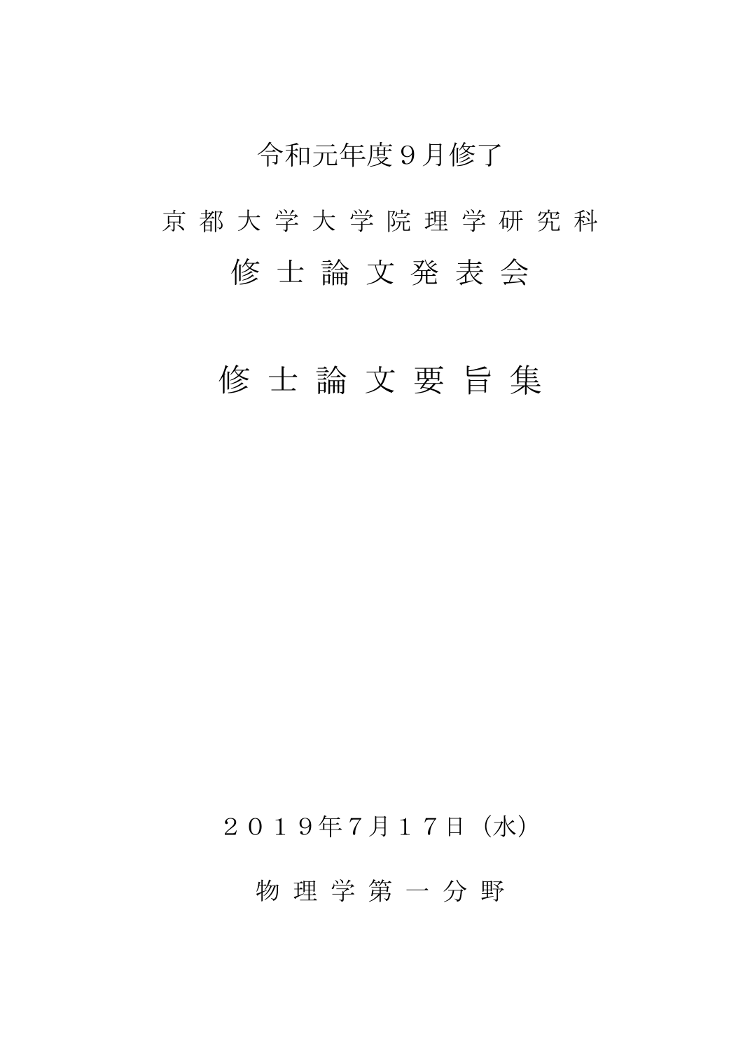令和元年度９月修了

京 都 大 学 大 学 院 理 学 研 究 科

# 修 士 論 文 発 表 会

# 修 士 論 文 要 旨 集

２０１９年7月１７日（水）

物 理 学 第 一 分 野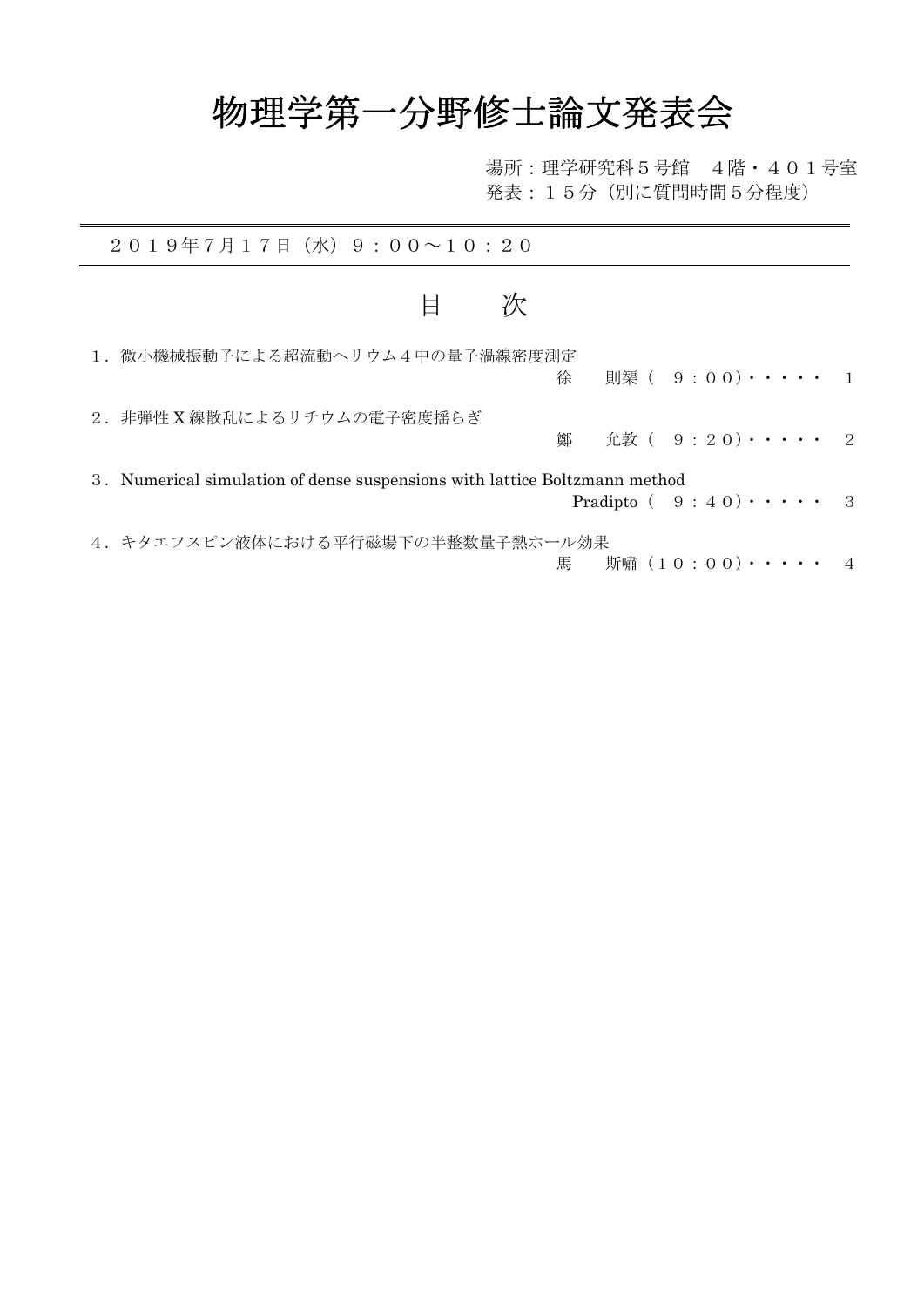# 物理学第一分野修士論文発表会

場所：理学研究科５号館　４階・４０１号室
発表：１５分（別に質問時間５分程度）

２０１９年7月１７日（水）９：００～１０：２０

## 目　　次

１．微小機械振動子による超流動ヘリウム４中の量子渦線密度測定
徐　　則槼（ ９：００）・・・・・ 1

２．非弾性Ｘ線散乱によるリチウムの電子密度揺らぎ
鄭　　允敦（ ９：２０）・・・・・ 2

３．Numerical simulation of dense suspensions with lattice Boltzmann method
Pradipto（ ９：４０）・・・・・ 3

４．キタエフスピン液体における平行磁場下の半整数量子熱ホール効果
馬　　斯嘯（１０：００）・・・・・ 4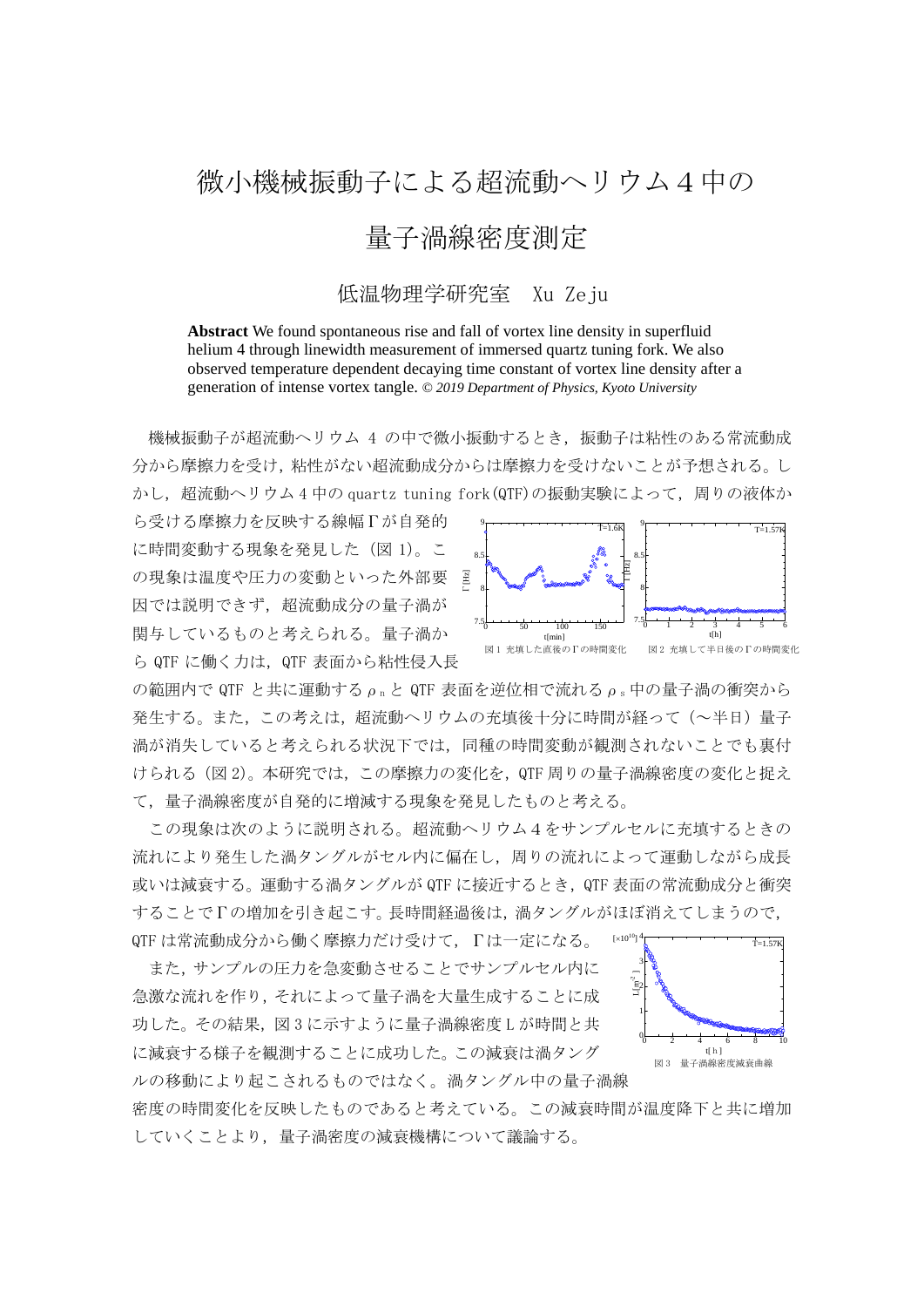# 微小機械振動子による超流動ヘリウム４中の量子渦線密度測定

低温物理学研究室　Xu Zeju

**Abstract** We found spontaneous rise and fall of vortex line density in superfluid helium 4 through linewidth measurement of immersed quartz tuning fork. We also observed temperature dependent decaying time constant of vortex line density after a generation of intense vortex tangle. *© 2019 Department of Physics, Kyoto University*

機械振動子が超流動ヘリウム 4 の中で微小振動するとき，振動子は粘性のある常流動成分から摩擦力を受け，粘性がない超流動成分からは摩擦力を受けないことが予想される。しかし，超流動ヘリウム 4 中の quartz tuning fork(QTF)の振動実験によって，周りの液体から受ける摩擦力を反映する線幅Γが自発的に時間変動する現象を発見した（図 1)。この現象は温度や圧力の変動といった外部要因では説明できず，超流動成分の量子渦が関与しているものと考えられる。量子渦から QTF に働く力は，QTF 表面から粘性侵入長の範囲内で QTF と共に運動する $\rho_n$ と QTF 表面を逆位相で流れる $\rho_s$ 中の量子渦の衝突から発生する。また，この考えは，超流動ヘリウムの充填後十分に時間が経って（〜半日）量子渦が消失していると考えられる状況下では，同種の時間変動が観測されないことでも裏付けられる（図 2)。本研究では，この摩擦力の変化を，QTF 周りの量子渦線密度の変化と捉えて，量子渦線密度が自発的に増減する現象を発見したものと考える。

図 1　充填した直後のΓの時間変化

図 2　充填して半日後のΓの時間変化

この現象は次のように説明される。超流動ヘリウム 4 をサンプルセルに充填するときの流れにより発生した渦タングルがセル内に偏在し，周りの流れによって運動しながら成長或いは減衰する。運動する渦タングルが QTF に接近するとき，QTF 表面の常流動成分と衝突することでΓの増加を引き起こす。長時間経過後は，渦タングルがほぼ消えてしまうので，QTF は常流動成分から働く摩擦力だけ受けて，Γは一定になる。

また，サンプルの圧力を急変動させることでサンプルセル内に急激な流れを作り，それによって量子渦を大量生成することに成功した。その結果，図 3 に示すように量子渦線密度 L が時間と共に減衰する様子を観測することに成功した。この減衰は渦タングルの移動により起こされるものではなく。渦タングル中の量子渦線密度の時間変化を反映したものであると考えている。この減衰時間が温度降下と共に増加していくことより，量子渦密度の減衰機構について議論する。

図 3　量子渦密度減衰曲線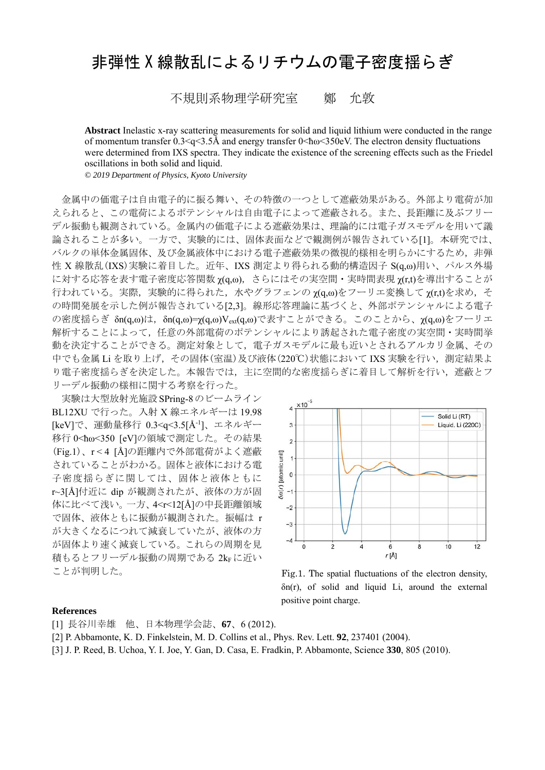# 非弾性X線散乱によるリチウムの電子密度揺らぎ

不規則系物理学研究室　　鄭　允敦

**Abstract** Inelastic x-ray scattering measurements for solid and liquid lithium were conducted in the range of momentum transfer 0.3<q<3.5Å and energy transfer 0<ħω<350eV. The electron density fluctuations were determined from IXS spectra. They indicate the existence of the screening effects such as the Friedel oscillations in both solid and liquid.

*© 2019 Department of Physics, Kyoto University*

金属中の価電子は自由電子的に振る舞い、その特徴の一つとして遮蔽効果がある。外部より電荷が加えられると、この電荷によるポテンシャルは自由電子によって遮蔽される。また、長距離に及ぶフリーデル振動も観測されている。金属内の価電子による遮蔽効果は、理論的には電子ガスモデルを用いて議論されることが多い。一方で、実験的には、固体表面などで観測例が報告されている[1]。本研究では、バルクの単体金属固体、及び金属液体中における電子遮蔽効果の微視的様相を明らかにするため，非弾性X線散乱(IXS)実験に着目した。近年、IXS測定より得られる動的構造因子 $S(q,\omega)$用い、パルス外場に対する応答を表す電子密度応答関数 $\chi(q,\omega)$，さらにはその実空間・実時間表現 $\chi(r,t)$を導出することが行われている。実際，実験的に得られた，水やグラフェンの $\chi(q,\omega)$をフーリエ変換して $\chi(r,t)$を求め，その時間発展を示した例が報告されている[2,3]。線形応答理論に基づくと、外部ポテンシャルによる電子の密度揺らぎ $\delta n(q,\omega)$は，$\delta n(q,\omega)=\chi(q,\omega)V_{ext}(q,\omega)$で表すことができる。このことから、$\chi(q,\omega)$をフーリエ解析することによって，任意の外部電荷のポテンシャルにより誘起された電子密度の実空間・実時間挙動を決定することができる。測定対象として，電子ガスモデルに最も近いとされるアルカリ金属、その中でも金属Liを取り上げ，その固体(室温)及び液体(220℃)状態においてIXS実験を行い，測定結果より電子密度揺らぎを決定した。本報告では，主に空間的な密度揺らぎに着目して解析を行い，遮蔽とフリーデル振動の様相に関する考察を行った。

実験は大型放射光施設SPring-8のビームラインBL12XUで行った。入射X線エネルギーは19.98 [keV]で、運動量移行 $0.3<q<3.5$[Å$^{-1}$]、エネルギー移行 $0<\hbar\omega<350$ [eV]の領域で測定した。その結果(Fig.1)、$r<4$ [Å]の距離内で外部電荷がよく遮蔽されていることがわかる。固体と液体における電子密度揺らぎに関しては，固体と液体ともに $r\sim3$[Å]付近に dip が観測されたが、液体の方が固体に比べて浅い。一方、$4<r<12$[Å]の中長距離領域で固体、液体ともに振動が観測された。振幅は r が大きくなるにつれて減衰していたが、液体の方が固体より速く減衰している。これらの周期を見積もるとフリーデル振動の周期である $2k_F$ に近いことが判明した。

Fig.1. The spatial fluctuations of the electron density, $\delta n(r)$, of solid and liquid Li, around the external positive point charge.

**References**

[1] 長谷川幸雄　他、日本物理学会誌、**67**、6 (2012).

[2] P. Abbamonte, K. D. Finkelstein, M. D. Collins et al., Phys. Rev. Lett. **92**, 237401 (2004).

[3] J. P. Reed, B. Uchoa, Y. I. Joe, Y. Gan, D. Casa, E. Fradkin, P. Abbamonte, Science **330**, 805 (2010).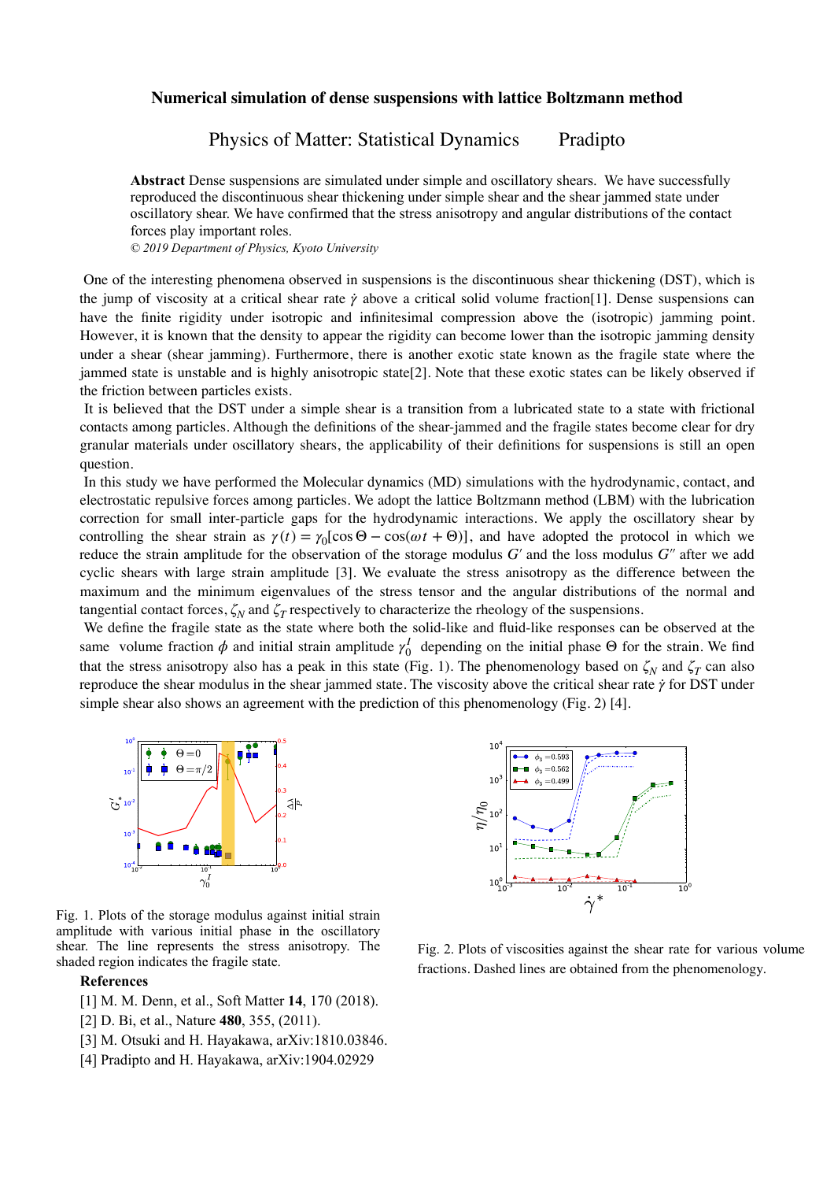# Numerical simulation of dense suspensions with lattice Boltzmann method

Physics of Matter: Statistical Dynamics    Pradipto

**Abstract** Dense suspensions are simulated under simple and oscillatory shears. We have successfully reproduced the discontinuous shear thickening under simple shear and the shear jammed state under oscillatory shear. We have confirmed that the stress anisotropy and angular distributions of the contact forces play important roles.

*© 2019 Department of Physics, Kyoto University*

One of the interesting phenomena observed in suspensions is the discontinuous shear thickening (DST), which is the jump of viscosity at a critical shear rate $\dot{\gamma}$ above a critical solid volume fraction[1]. Dense suspensions can have the finite rigidity under isotropic and infinitesimal compression above the (isotropic) jamming point. However, it is known that the density to appear the rigidity can become lower than the isotropic jamming density under a shear (shear jamming). Furthermore, there is another exotic state known as the fragile state where the jammed state is unstable and is highly anisotropic state[2]. Note that these exotic states can be likely observed if the friction between particles exists.

It is believed that the DST under a simple shear is a transition from a lubricated state to a state with frictional contacts among particles. Although the definitions of the shear-jammed and the fragile states become clear for dry granular materials under oscillatory shears, the applicability of their definitions for suspensions is still an open question.

In this study we have performed the Molecular dynamics (MD) simulations with the hydrodynamic, contact, and electrostatic repulsive forces among particles. We adopt the lattice Boltzmann method (LBM) with the lubrication correction for small inter-particle gaps for the hydrodynamic interactions. We apply the oscillatory shear by controlling the shear strain as $\gamma(t) = \gamma_0[\cos\Theta - \cos(\omega t + \Theta)]$, and have adopted the protocol in which we reduce the strain amplitude for the observation of the storage modulus $G'$ and the loss modulus $G''$ after we add cyclic shears with large strain amplitude [3]. We evaluate the stress anisotropy as the difference between the maximum and the minimum eigenvalues of the stress tensor and the angular distributions of the normal and tangential contact forces, $\zeta_N$ and $\zeta_T$ respectively to characterize the rheology of the suspensions.

We define the fragile state as the state where both the solid-like and fluid-like responses can be observed at the same volume fraction $\phi$ and initial strain amplitude $\gamma_0^I$ depending on the initial phase $\Theta$ for the strain. We find that the stress anisotropy also has a peak in this state (Fig. 1). The phenomenology based on $\zeta_N$ and $\zeta_T$ can also reproduce the shear modulus in the shear jammed state. The viscosity above the critical shear rate $\dot{\gamma}$ for DST under simple shear also shows an agreement with the prediction of this phenomenology (Fig. 2) [4].

Fig. 1. Plots of the storage modulus against initial strain amplitude with various initial phase in the oscillatory shear. The line represents the stress anisotropy. The shaded region indicates the fragile state.

Fig. 2. Plots of viscosities against the shear rate for various volume fractions. Dashed lines are obtained from the phenomenology.

**References**

[1] M. M. Denn, et al., Soft Matter **14**, 170 (2018).

[2] D. Bi, et al., Nature **480**, 355, (2011).

[3] M. Otsuki and H. Hayakawa, arXiv:1810.03846.

[4] Pradipto and H. Hayakawa, arXiv:1904.02929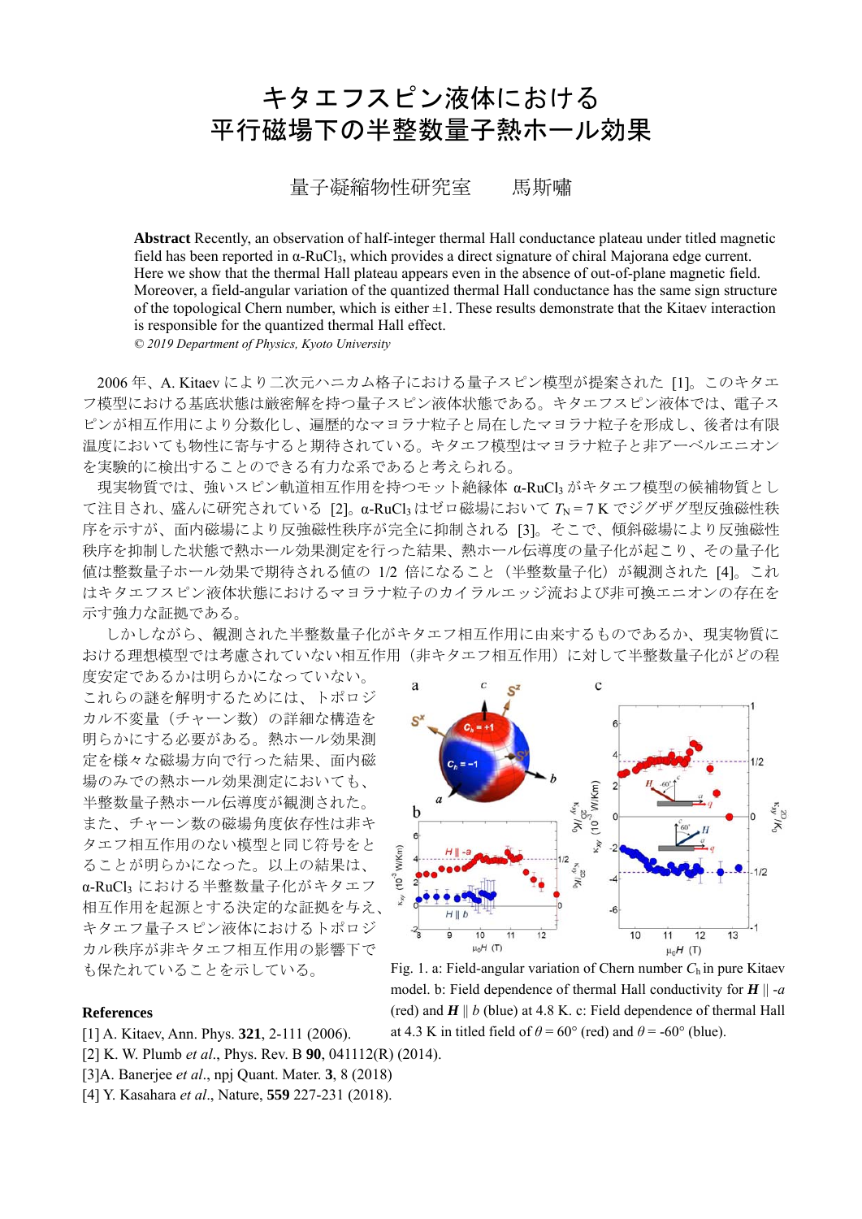# キタエフスピン液体における
# 平行磁場下の半整数量子熱ホール効果

量子凝縮物性研究室　　馬斯嘯

**Abstract** Recently, an observation of half-integer thermal Hall conductance plateau under titled magnetic field has been reported in α-$RuCl_3$, which provides a direct signature of chiral Majorana edge current. Here we show that the thermal Hall plateau appears even in the absence of out-of-plane magnetic field. Moreover, a field-angular variation of the quantized thermal Hall conductance has the same sign structure of the topological Chern number, which is either ±1. These results demonstrate that the Kitaev interaction is responsible for the quantized thermal Hall effect.

*© 2019 Department of Physics, Kyoto University*

2006 年、A. Kitaev により二次元ハニカム格子における量子スピン模型が提案された [1]。このキタエフ模型における基底状態は厳密解を持つ量子スピン液体状態である。キタエフスピン液体では、電子スピンが相互作用により分数化し、遍歴的なマヨラナ粒子と局在したマヨラナ粒子を形成し、後者は有限温度においても物性に寄与すると期待されている。キタエフ模型はマヨラナ粒子と非アーベルエニオンを実験的に検出することのできる有力な系であると考えられる。

現実物質では、強いスピン軌道相互作用を持つモット絶縁体 α-$RuCl_3$ がキタエフ模型の候補物質として注目され、盛んに研究されている [2]。α-$RuCl_3$ はゼロ磁場において $T_N = 7$ K でジグザグ型反強磁性秩序を示すが、面内磁場により反強磁性秩序が完全に抑制される [3]。そこで、傾斜磁場により反強磁性秩序を抑制した状態で熱ホール効果測定を行った結果、熱ホール伝導度の量子化が起こり、その量子化値は整数量子ホール効果で期待される値の 1/2 倍になること（半整数量子化）が観測された [4]。これはキタエフスピン液体状態におけるマヨラナ粒子のカイラルエッジ流および非可換エニオンの存在を示す強力な証拠である。

しかしながら、観測された半整数量子化がキタエフ相互作用に由来するものであるか、現実物質における理想模型では考慮されていない相互作用（非キタエフ相互作用）に対して半整数量子化がどの程度安定であるかは明らかになっていない。これらの謎を解明するためには、トポロジカル不変量（チャーン数）の詳細な構造を明らかにする必要がある。熱ホール効果測定を様々な磁場方向で行った結果、面内磁場のみでの熱ホール効果測定においても、半整数量子熱ホール伝導度が観測された。また、チャーン数の磁場角度依存性は非キタエフ相互作用のない模型と同じ符号をとることが明らかになった。以上の結果は、α-$RuCl_3$ における半整数量子化がキタエフ相互作用を起源とする決定的な証拠を与え、キタエフ量子スピン液体におけるトポロジカル秩序が非キタエフ相互作用の影響下でも保たれていることを示している。

a
c
$S^z$
$S^x$
$S^y$
$C_h = +1$
$C_h = -1$
a
b

b
$\kappa_{xy}$ ($10^{-3}$ W/Km)
$H \parallel -a$
$H \parallel b$
1/2
0
$\mu_0H$ (T)

c
$\kappa_{xy}$ ($10^{-3}$ W/Km)
$\kappa_{xy}^{2D}/T$
1
1/2
0
-1/2
-1
60°
-60°
$\mu_0H$ (T)

Fig. 1. a: Field-angular variation of Chern number $C_h$ in pure Kitaev model. b: Field dependence of thermal Hall conductivity for ***H*** ∥ *-a* (red) and ***H*** ∥ *b* (blue) at 4.8 K. c: Field dependence of thermal Hall at 4.3 K in titled field of $\theta = 60°$ (red) and $\theta = -60°$ (blue).

**References**

[1] A. Kitaev, Ann. Phys. **321**, 2-111 (2006).
[2] K. W. Plumb *et al*., Phys. Rev. B **90**, 041112(R) (2014).
[3]A. Banerjee *et al*., npj Quant. Mater. **3**, 8 (2018)
[4] Y. Kasahara *et al*., Nature, **559** 227-231 (2018).